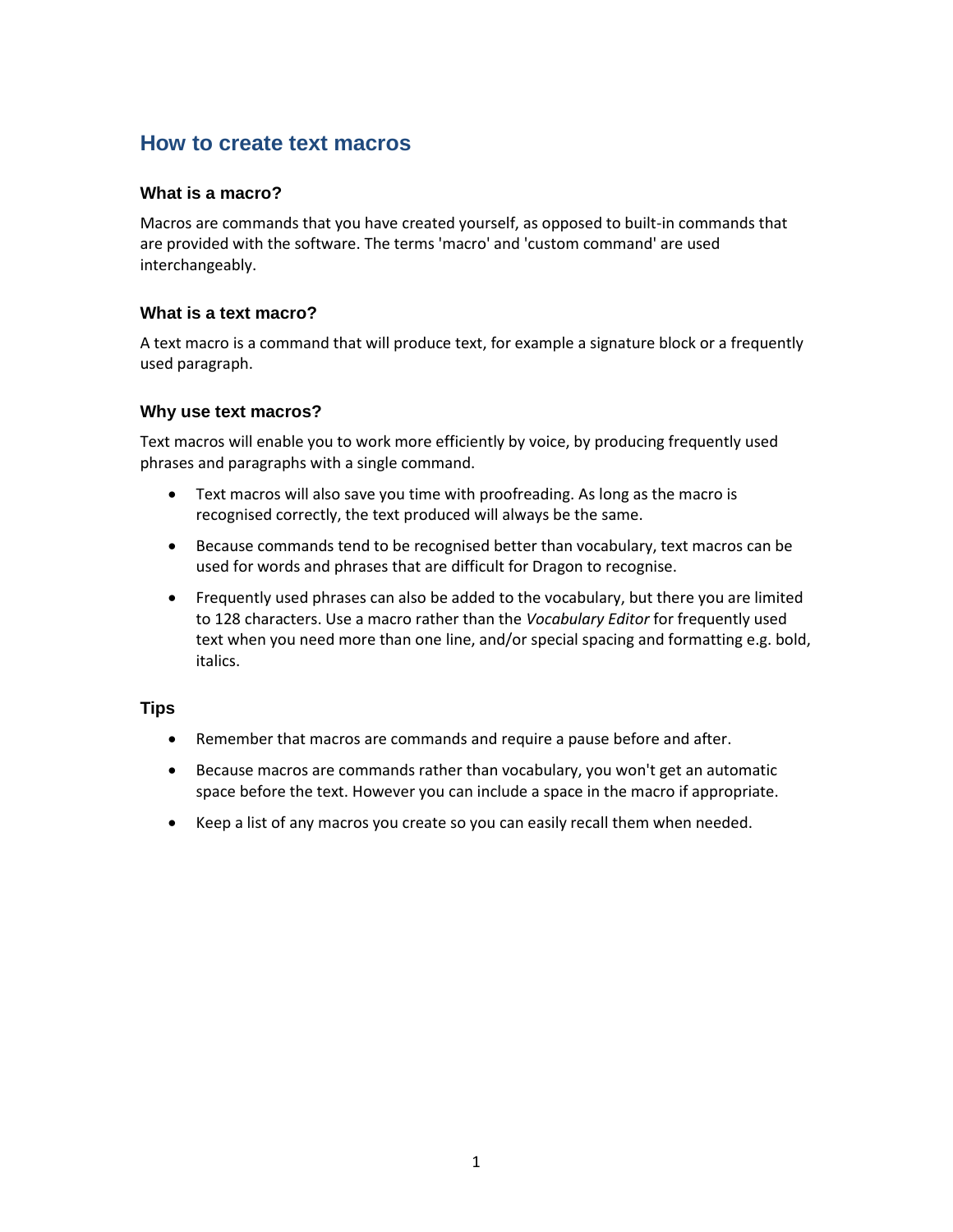# How to create text macros

### What is a macro?

Macros are commands that you have created yourself, as opposed to built-in commands that are provided with the software. The terms 'macro' and 'custom command' are used interchangeably.

### What is a text macro?

A text macro is a command that will produce text, for example a signature block or a frequently used paragraph.

### Why use text macros?

Text macros will enable you to work more efficiently by voice, by producing frequently used phrases and paragraphs with a single command.

- Text macros will also save you time with proofreading. As long as the macro is recognised correctly, the text produced will always be the same.
- Because commands tend to be recognised better than vocabulary, text macros can be used for words and phrases that are difficult for Dragon to recognise.
- Frequently used phrases can also be added to the vocabulary, but there you are limited to 128 characters. Use a macro rather than the *Vocabulary Editor* for frequently used text when you need more than one line, and/or special spacing and formatting e.g. bold, italics.

### Tips

- Remember that macros are commands and require a pause before and after.
- Because macros are commands rather than vocabulary, you won't get an automatic space before the text. However you can include a space in the macro if appropriate.
- Keep a list of any macros you create so you can easily recall them when needed.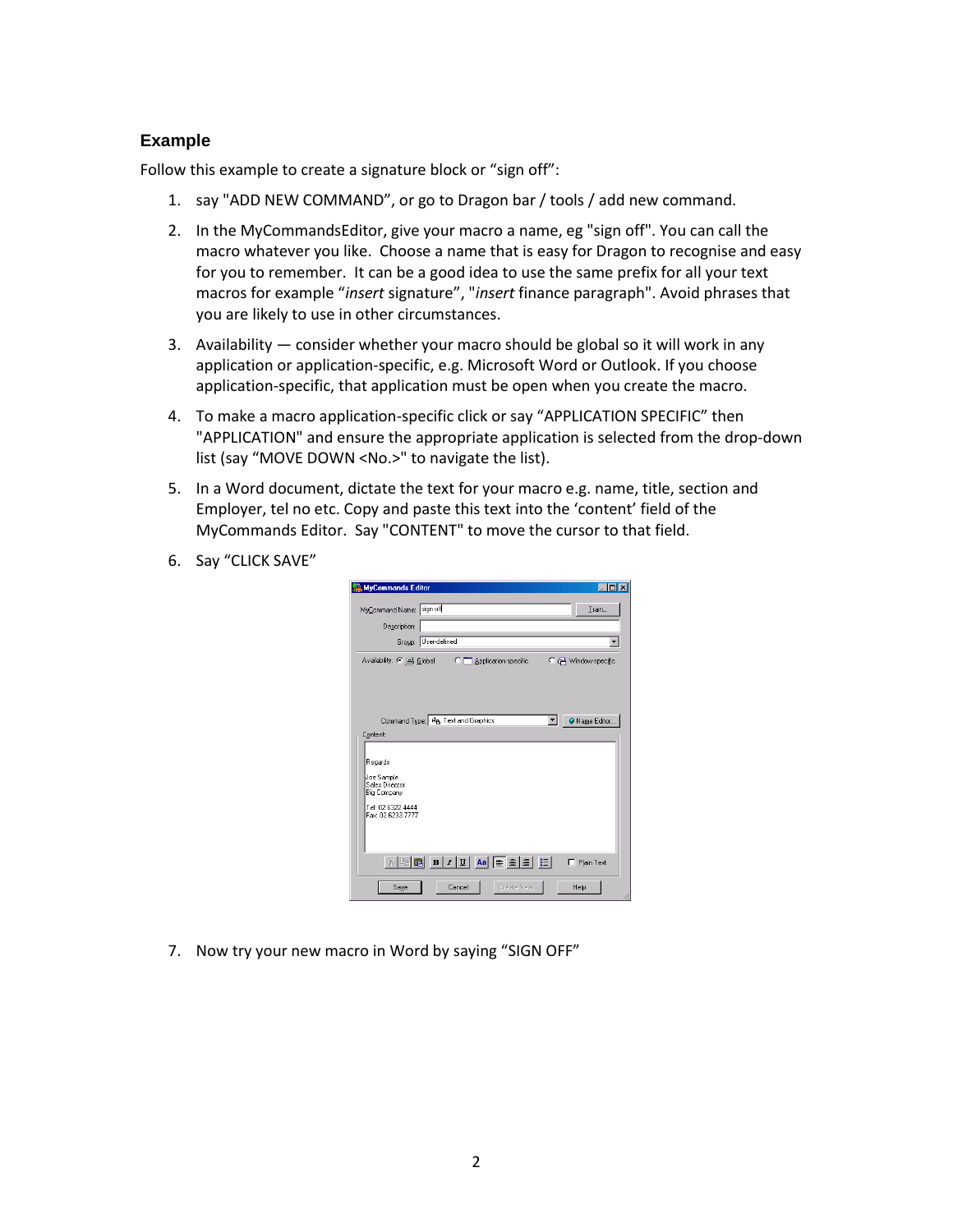### Example

Follow this example to create a signature block or “sign off”:

1. say "ADD NEW COMMAND”, or go to Dragon bar / tools / add new command.
2. In the MyCommandsEditor, give your macro a name, eg "sign off". You can call the macro whatever you like. Choose a name that is easy for Dragon to recognise and easy for you to remember. It can be a good idea to use the same prefix for all your text macros for example “*insert* signature”, "*insert* finance paragraph". Avoid phrases that you are likely to use in other circumstances.
3. Availability — consider whether your macro should be global so it will work in any application or application-specific, e.g. Microsoft Word or Outlook. If you choose application-specific, that application must be open when you create the macro.
4. To make a macro application-specific click or say “APPLICATION SPECIFIC” then "APPLICATION" and ensure the appropriate application is selected from the drop-down list (say “MOVE DOWN <No.>" to navigate the list).
5. In a Word document, dictate the text for your macro e.g. name, title, section and Employer, tel no etc. Copy and paste this text into the ‘content’ field of the MyCommands Editor. Say "CONTENT" to move the cursor to that field.
6. Say “CLICK SAVE”
7. Now try your new macro in Word by saying “SIGN OFF”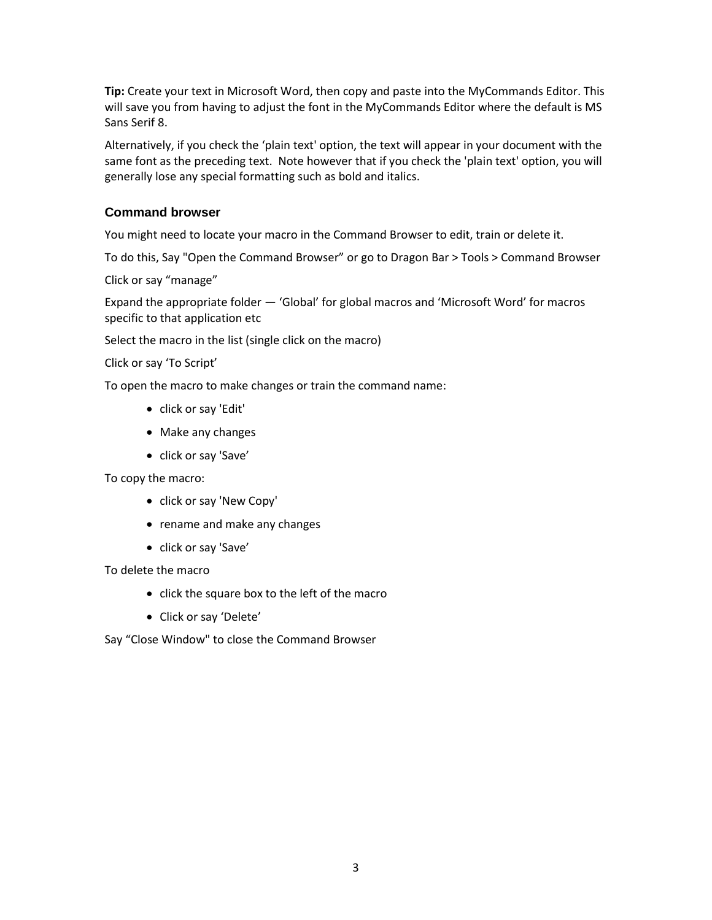**Tip:** Create your text in Microsoft Word, then copy and paste into the MyCommands Editor. This will save you from having to adjust the font in the MyCommands Editor where the default is MS Sans Serif 8.

Alternatively, if you check the 'plain text' option, the text will appear in your document with the same font as the preceding text. Note however that if you check the 'plain text' option, you will generally lose any special formatting such as bold and italics.

### Command browser

You might need to locate your macro in the Command Browser to edit, train or delete it.

To do this, Say "Open the Command Browser" or go to Dragon Bar > Tools > Command Browser

Click or say "manage"

Expand the appropriate folder — 'Global' for global macros and 'Microsoft Word' for macros specific to that application etc

Select the macro in the list (single click on the macro)

Click or say 'To Script'

To open the macro to make changes or train the command name:

- click or say 'Edit'
- Make any changes
- click or say 'Save'

To copy the macro:

- click or say 'New Copy'
- rename and make any changes
- click or say 'Save'

To delete the macro

- click the square box to the left of the macro
- Click or say 'Delete'

Say "Close Window" to close the Command Browser